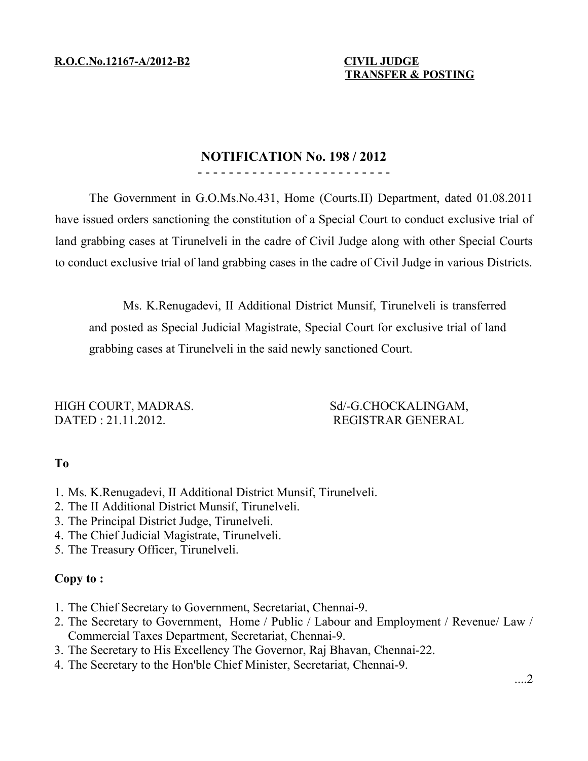**R.O.C.No.12167-A/2012-B2**

**CIVIL JUDGE**
**TRANSFER & POSTING**

## NOTIFICATION No. 198 / 2012

The Government in G.O.Ms.No.431, Home (Courts.II) Department, dated 01.08.2011 have issued orders sanctioning the constitution of a Special Court to conduct exclusive trial of land grabbing cases at Tirunelveli in the cadre of Civil Judge along with other Special Courts to conduct exclusive trial of land grabbing cases in the cadre of Civil Judge in various Districts.

Ms. K.Renugadevi, II Additional District Munsif, Tirunelveli is transferred and posted as Special Judicial Magistrate, Special Court for exclusive trial of land grabbing cases at Tirunelveli in the said newly sanctioned Court.

HIGH COURT, MADRAS.
DATED : 21.11.2012.

Sd/-G.CHOCKALINGAM,
REGISTRAR GENERAL

**To**

1. Ms. K.Renugadevi, II Additional District Munsif, Tirunelveli.
2. The II Additional District Munsif, Tirunelveli.
3. The Principal District Judge, Tirunelveli.
4. The Chief Judicial Magistrate, Tirunelveli.
5. The Treasury Officer, Tirunelveli.

**Copy to :**

1. The Chief Secretary to Government, Secretariat, Chennai-9.
2. The Secretary to Government, Home / Public / Labour and Employment / Revenue/ Law / Commercial Taxes Department, Secretariat, Chennai-9.
3. The Secretary to His Excellency The Governor, Raj Bhavan, Chennai-22.
4. The Secretary to the Hon'ble Chief Minister, Secretariat, Chennai-9.

....2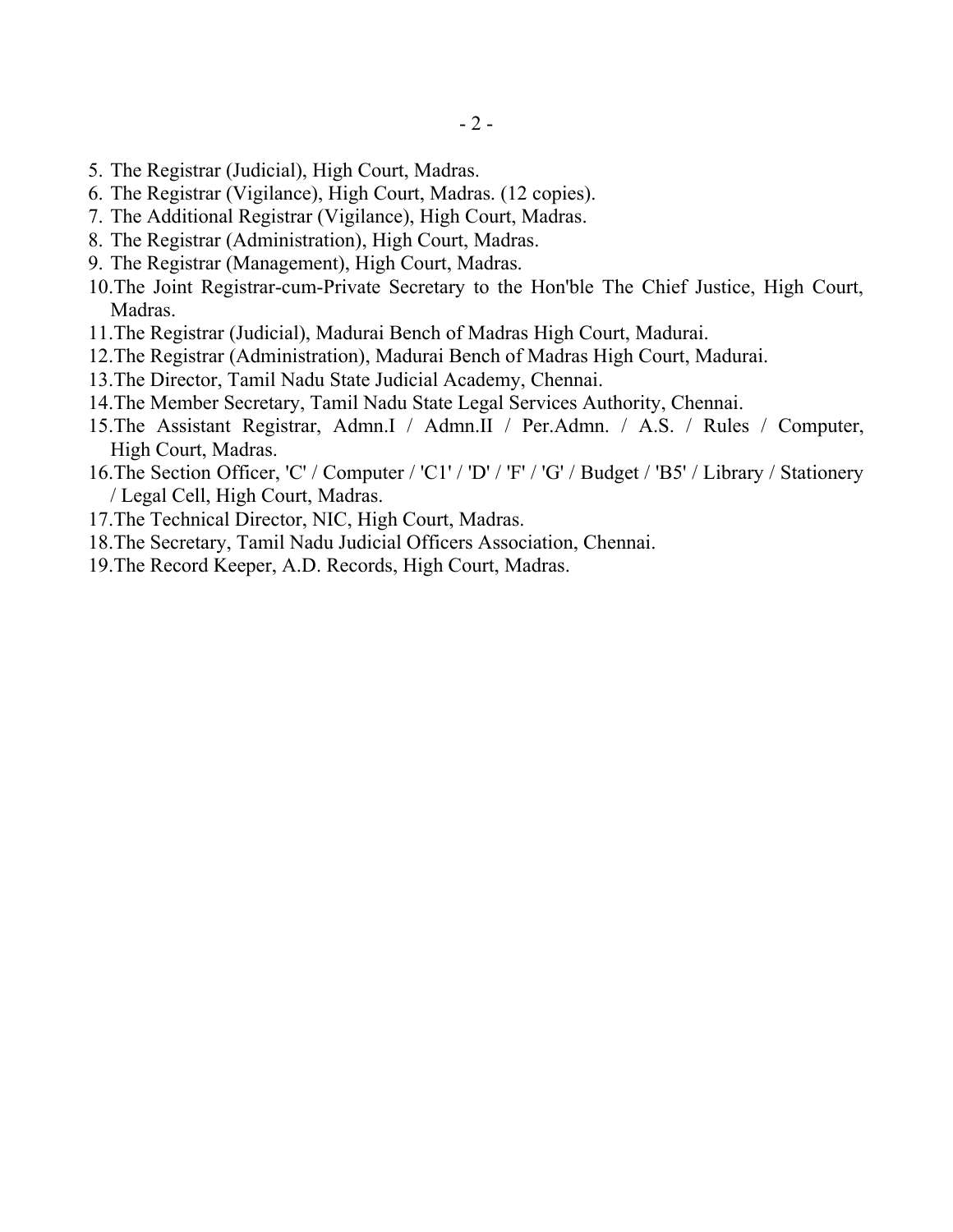5. The Registrar (Judicial), High Court, Madras.
6. The Registrar (Vigilance), High Court, Madras. (12 copies).
7. The Additional Registrar (Vigilance), High Court, Madras.
8. The Registrar (Administration), High Court, Madras.
9. The Registrar (Management), High Court, Madras.
10. The Joint Registrar-cum-Private Secretary to the Hon'ble The Chief Justice, High Court, Madras.
11. The Registrar (Judicial), Madurai Bench of Madras High Court, Madurai.
12. The Registrar (Administration), Madurai Bench of Madras High Court, Madurai.
13. The Director, Tamil Nadu State Judicial Academy, Chennai.
14. The Member Secretary, Tamil Nadu State Legal Services Authority, Chennai.
15. The Assistant Registrar, Admn.I / Admn.II / Per.Admn. / A.S. / Rules / Computer, High Court, Madras.
16. The Section Officer, 'C' / Computer / 'C1' / 'D' / 'F' / 'G' / Budget / 'B5' / Library / Stationery / Legal Cell, High Court, Madras.
17. The Technical Director, NIC, High Court, Madras.
18. The Secretary, Tamil Nadu Judicial Officers Association, Chennai.
19. The Record Keeper, A.D. Records, High Court, Madras.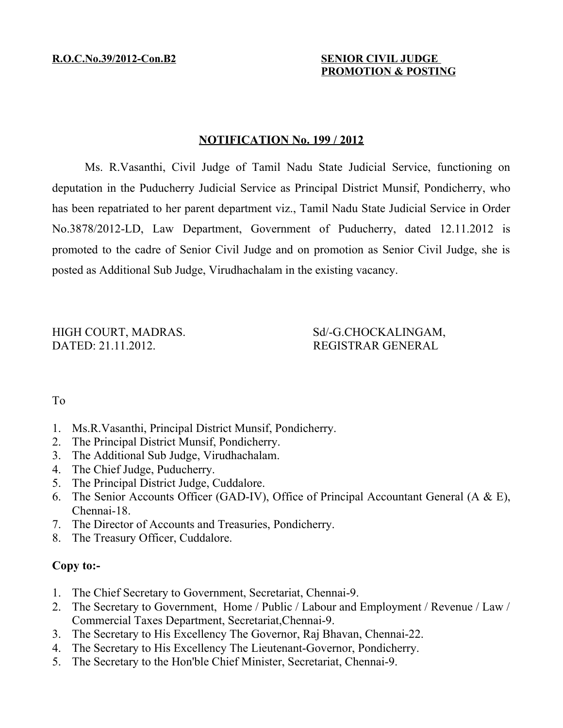**R.O.C.No.39/2012-Con.B2**

**SENIOR CIVIL JUDGE PROMOTION & POSTING**

**NOTIFICATION No. 199 / 2012**

Ms. R.Vasanthi, Civil Judge of Tamil Nadu State Judicial Service, functioning on deputation in the Puducherry Judicial Service as Principal District Munsif, Pondicherry, who has been repatriated to her parent department viz., Tamil Nadu State Judicial Service in Order No.3878/2012-LD, Law Department, Government of Puducherry, dated 12.11.2012 is promoted to the cadre of Senior Civil Judge and on promotion as Senior Civil Judge, she is posted as Additional Sub Judge, Virudhachalam in the existing vacancy.

HIGH COURT, MADRAS.
DATED: 21.11.2012.

Sd/-G.CHOCKALINGAM,
REGISTRAR GENERAL

To

1. Ms.R.Vasanthi, Principal District Munsif, Pondicherry.
2. The Principal District Munsif, Pondicherry.
3. The Additional Sub Judge, Virudhachalam.
4. The Chief Judge, Puducherry.
5. The Principal District Judge, Cuddalore.
6. The Senior Accounts Officer (GAD-IV), Office of Principal Accountant General (A & E), Chennai-18.
7. The Director of Accounts and Treasuries, Pondicherry.
8. The Treasury Officer, Cuddalore.

**Copy to:-**

1. The Chief Secretary to Government, Secretariat, Chennai-9.
2. The Secretary to Government, Home / Public / Labour and Employment / Revenue / Law / Commercial Taxes Department, Secretariat,Chennai-9.
3. The Secretary to His Excellency The Governor, Raj Bhavan, Chennai-22.
4. The Secretary to His Excellency The Lieutenant-Governor, Pondicherry.
5. The Secretary to the Hon'ble Chief Minister, Secretariat, Chennai-9.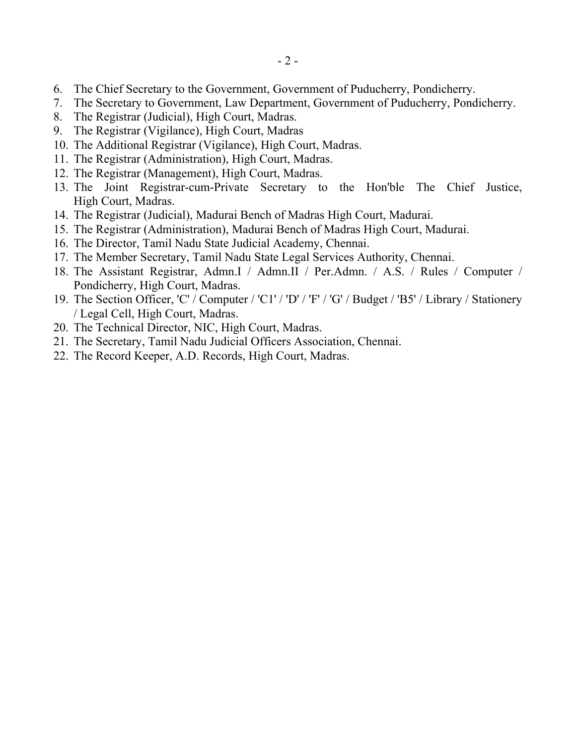6. The Chief Secretary to the Government, Government of Puducherry, Pondicherry.
7. The Secretary to Government, Law Department, Government of Puducherry, Pondicherry.
8. The Registrar (Judicial), High Court, Madras.
9. The Registrar (Vigilance), High Court, Madras
10. The Additional Registrar (Vigilance), High Court, Madras.
11. The Registrar (Administration), High Court, Madras.
12. The Registrar (Management), High Court, Madras.
13. The Joint Registrar-cum-Private Secretary to the Hon'ble The Chief Justice, High Court, Madras.
14. The Registrar (Judicial), Madurai Bench of Madras High Court, Madurai.
15. The Registrar (Administration), Madurai Bench of Madras High Court, Madurai.
16. The Director, Tamil Nadu State Judicial Academy, Chennai.
17. The Member Secretary, Tamil Nadu State Legal Services Authority, Chennai.
18. The Assistant Registrar, Admn.I / Admn.II / Per.Admn. / A.S. / Rules / Computer / Pondicherry, High Court, Madras.
19. The Section Officer, 'C' / Computer / 'C1' / 'D' / 'F' / 'G' / Budget / 'B5' / Library / Stationery / Legal Cell, High Court, Madras.
20. The Technical Director, NIC, High Court, Madras.
21. The Secretary, Tamil Nadu Judicial Officers Association, Chennai.
22. The Record Keeper, A.D. Records, High Court, Madras.